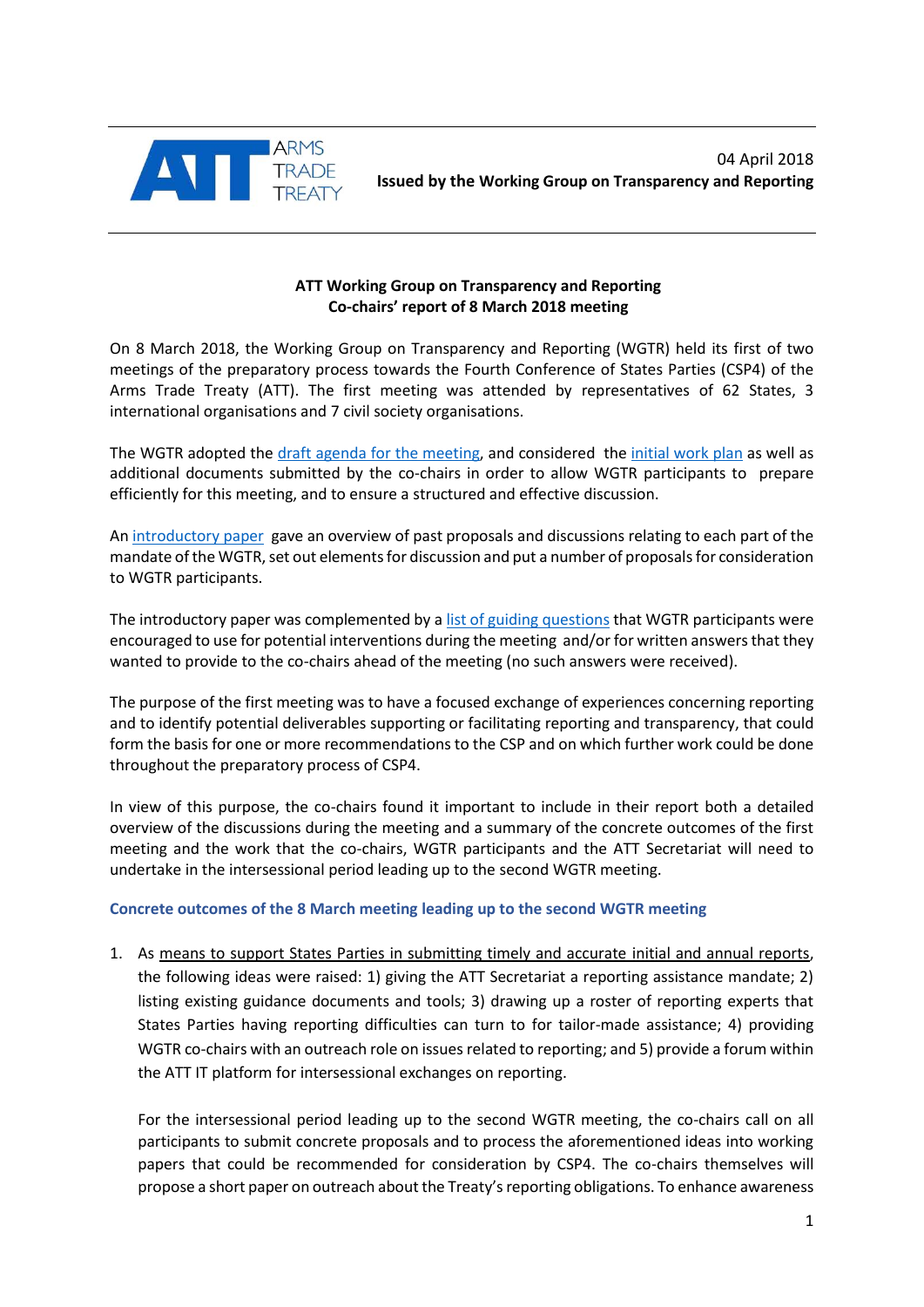ARMS TRADE TREATY

04 April 2018
**Issued by the Working Group on Transparency and Reporting**

**ATT Working Group on Transparency and Reporting**
**Co-chairs' report of 8 March 2018 meeting**

On 8 March 2018, the Working Group on Transparency and Reporting (WGTR) held its first of two meetings of the preparatory process towards the Fourth Conference of States Parties (CSP4) of the Arms Trade Treaty (ATT). The first meeting was attended by representatives of 62 States, 3 international organisations and 7 civil society organisations.

The WGTR adopted the draft agenda for the meeting, and considered the initial work plan as well as additional documents submitted by the co-chairs in order to allow WGTR participants to prepare efficiently for this meeting, and to ensure a structured and effective discussion.

An introductory paper gave an overview of past proposals and discussions relating to each part of the mandate of the WGTR, set out elements for discussion and put a number of proposals for consideration to WGTR participants.

The introductory paper was complemented by a list of guiding questions that WGTR participants were encouraged to use for potential interventions during the meeting and/or for written answers that they wanted to provide to the co-chairs ahead of the meeting (no such answers were received).

The purpose of the first meeting was to have a focused exchange of experiences concerning reporting and to identify potential deliverables supporting or facilitating reporting and transparency, that could form the basis for one or more recommendations to the CSP and on which further work could be done throughout the preparatory process of CSP4.

In view of this purpose, the co-chairs found it important to include in their report both a detailed overview of the discussions during the meeting and a summary of the concrete outcomes of the first meeting and the work that the co-chairs, WGTR participants and the ATT Secretariat will need to undertake in the intersessional period leading up to the second WGTR meeting.

### Concrete outcomes of the 8 March meeting leading up to the second WGTR meeting

1. As means to support States Parties in submitting timely and accurate initial and annual reports, the following ideas were raised: 1) giving the ATT Secretariat a reporting assistance mandate; 2) listing existing guidance documents and tools; 3) drawing up a roster of reporting experts that States Parties having reporting difficulties can turn to for tailor-made assistance; 4) providing WGTR co-chairs with an outreach role on issues related to reporting; and 5) provide a forum within the ATT IT platform for intersessional exchanges on reporting.

   For the intersessional period leading up to the second WGTR meeting, the co-chairs call on all participants to submit concrete proposals and to process the aforementioned ideas into working papers that could be recommended for consideration by CSP4. The co-chairs themselves will propose a short paper on outreach about the Treaty's reporting obligations. To enhance awareness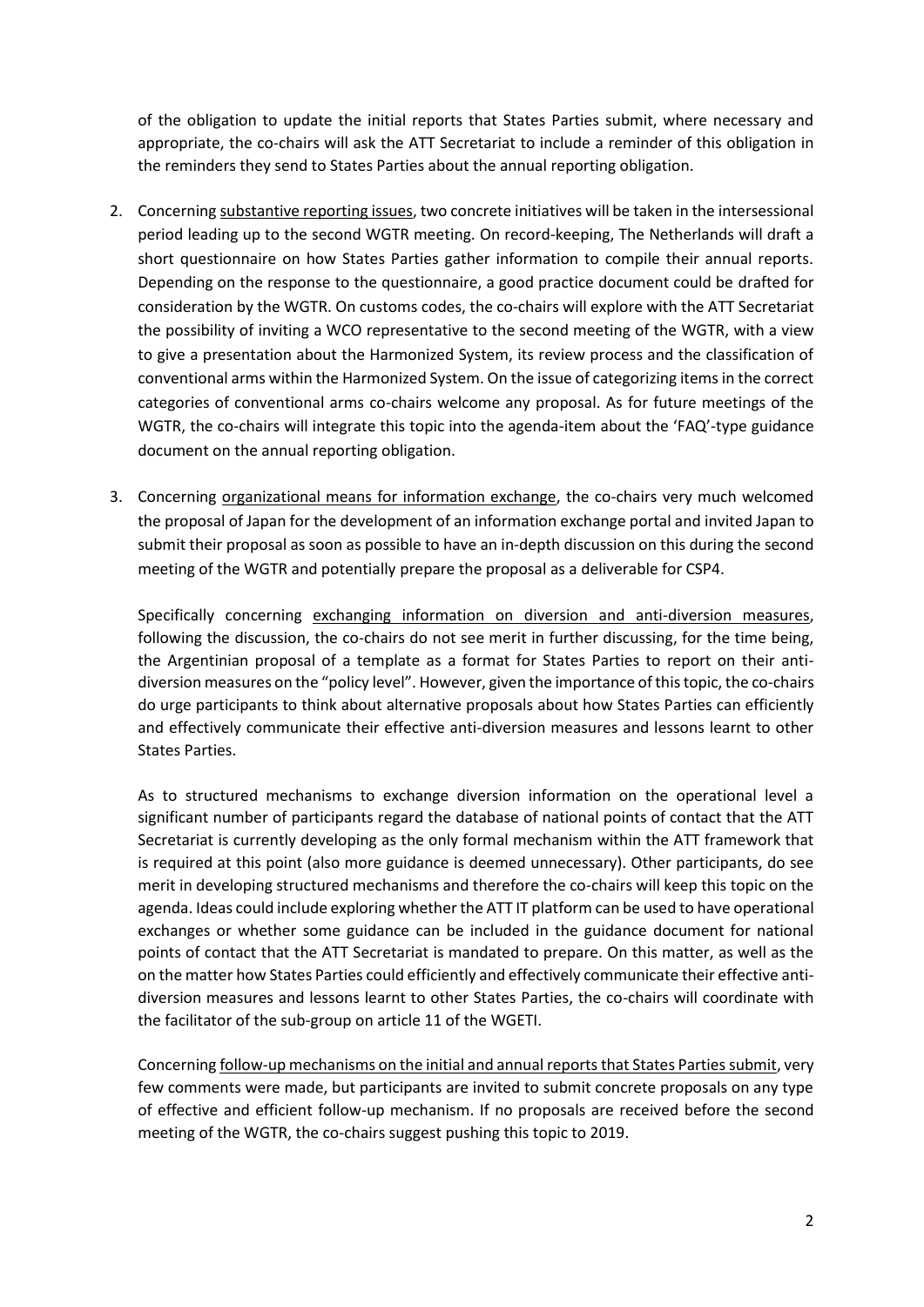of the obligation to update the initial reports that States Parties submit, where necessary and appropriate, the co-chairs will ask the ATT Secretariat to include a reminder of this obligation in the reminders they send to States Parties about the annual reporting obligation.

2. Concerning <u>substantive reporting issues</u>, two concrete initiatives will be taken in the intersessional period leading up to the second WGTR meeting. On record-keeping, The Netherlands will draft a short questionnaire on how States Parties gather information to compile their annual reports. Depending on the response to the questionnaire, a good practice document could be drafted for consideration by the WGTR. On customs codes, the co-chairs will explore with the ATT Secretariat the possibility of inviting a WCO representative to the second meeting of the WGTR, with a view to give a presentation about the Harmonized System, its review process and the classification of conventional arms within the Harmonized System. On the issue of categorizing items in the correct categories of conventional arms co-chairs welcome any proposal. As for future meetings of the WGTR, the co-chairs will integrate this topic into the agenda-item about the 'FAQ'-type guidance document on the annual reporting obligation.

3. Concerning <u>organizational means for information exchange</u>, the co-chairs very much welcomed the proposal of Japan for the development of an information exchange portal and invited Japan to submit their proposal as soon as possible to have an in-depth discussion on this during the second meeting of the WGTR and potentially prepare the proposal as a deliverable for CSP4.

   Specifically concerning <u>exchanging information on diversion and anti-diversion measures</u>, following the discussion, the co-chairs do not see merit in further discussing, for the time being, the Argentinian proposal of a template as a format for States Parties to report on their anti-diversion measures on the "policy level". However, given the importance of this topic, the co-chairs do urge participants to think about alternative proposals about how States Parties can efficiently and effectively communicate their effective anti-diversion measures and lessons learnt to other States Parties.

   As to structured mechanisms to exchange diversion information on the operational level a significant number of participants regard the database of national points of contact that the ATT Secretariat is currently developing as the only formal mechanism within the ATT framework that is required at this point (also more guidance is deemed unnecessary). Other participants, do see merit in developing structured mechanisms and therefore the co-chairs will keep this topic on the agenda. Ideas could include exploring whether the ATT IT platform can be used to have operational exchanges or whether some guidance can be included in the guidance document for national points of contact that the ATT Secretariat is mandated to prepare. On this matter, as well as the on the matter how States Parties could efficiently and effectively communicate their effective anti-diversion measures and lessons learnt to other States Parties, the co-chairs will coordinate with the facilitator of the sub-group on article 11 of the WGETI.

   Concerning <u>follow-up mechanisms on the initial and annual reports that States Parties submit</u>, very few comments were made, but participants are invited to submit concrete proposals on any type of effective and efficient follow-up mechanism. If no proposals are received before the second meeting of the WGTR, the co-chairs suggest pushing this topic to 2019.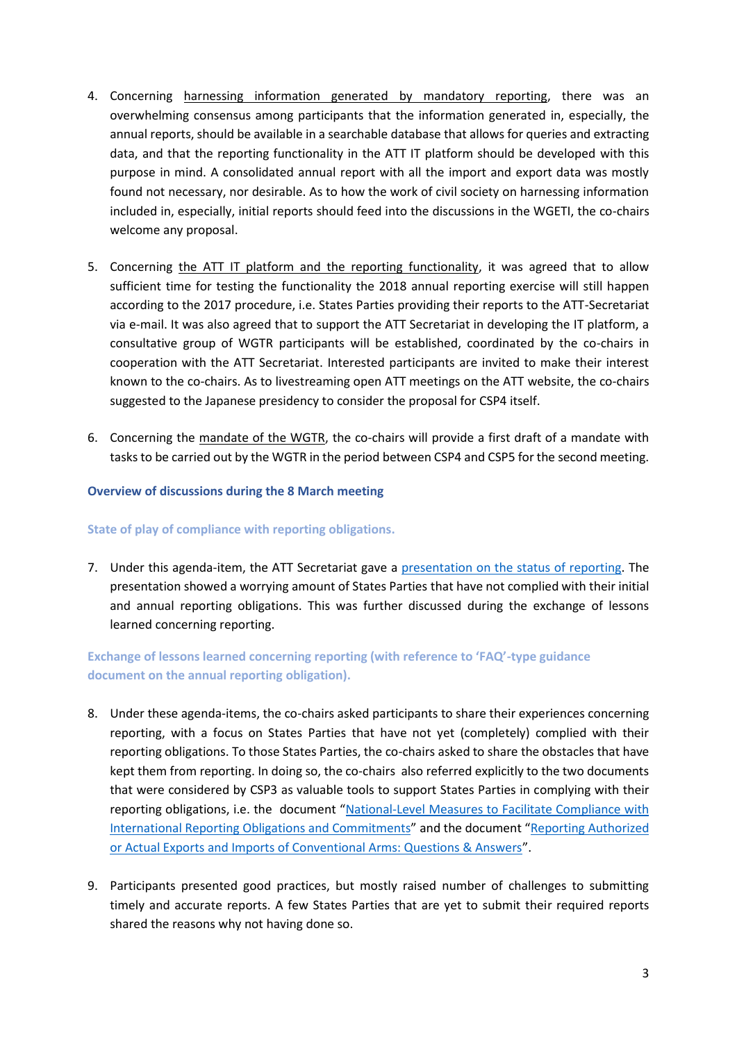4. Concerning harnessing information generated by mandatory reporting, there was an overwhelming consensus among participants that the information generated in, especially, the annual reports, should be available in a searchable database that allows for queries and extracting data, and that the reporting functionality in the ATT IT platform should be developed with this purpose in mind. A consolidated annual report with all the import and export data was mostly found not necessary, nor desirable. As to how the work of civil society on harnessing information included in, especially, initial reports should feed into the discussions in the WGETI, the co-chairs welcome any proposal.

5. Concerning the ATT IT platform and the reporting functionality, it was agreed that to allow sufficient time for testing the functionality the 2018 annual reporting exercise will still happen according to the 2017 procedure, i.e. States Parties providing their reports to the ATT-Secretariat via e-mail. It was also agreed that to support the ATT Secretariat in developing the IT platform, a consultative group of WGTR participants will be established, coordinated by the co-chairs in cooperation with the ATT Secretariat. Interested participants are invited to make their interest known to the co-chairs. As to livestreaming open ATT meetings on the ATT website, the co-chairs suggested to the Japanese presidency to consider the proposal for CSP4 itself.

6. Concerning the mandate of the WGTR, the co-chairs will provide a first draft of a mandate with tasks to be carried out by the WGTR in the period between CSP4 and CSP5 for the second meeting.

### Overview of discussions during the 8 March meeting

#### State of play of compliance with reporting obligations.

7. Under this agenda-item, the ATT Secretariat gave a [presentation on the status of reporting](). The presentation showed a worrying amount of States Parties that have not complied with their initial and annual reporting obligations. This was further discussed during the exchange of lessons learned concerning reporting.

#### Exchange of lessons learned concerning reporting (with reference to 'FAQ'-type guidance document on the annual reporting obligation).

8. Under these agenda-items, the co-chairs asked participants to share their experiences concerning reporting, with a focus on States Parties that have not yet (completely) complied with their reporting obligations. To those States Parties, the co-chairs asked to share the obstacles that have kept them from reporting. In doing so, the co-chairs also referred explicitly to the two documents that were considered by CSP3 as valuable tools to support States Parties in complying with their reporting obligations, i.e. the document "[National-Level Measures to Facilitate Compliance with International Reporting Obligations and Commitments]()" and the document "[Reporting Authorized or Actual Exports and Imports of Conventional Arms: Questions & Answers]()".

9. Participants presented good practices, but mostly raised number of challenges to submitting timely and accurate reports. A few States Parties that are yet to submit their required reports shared the reasons why not having done so.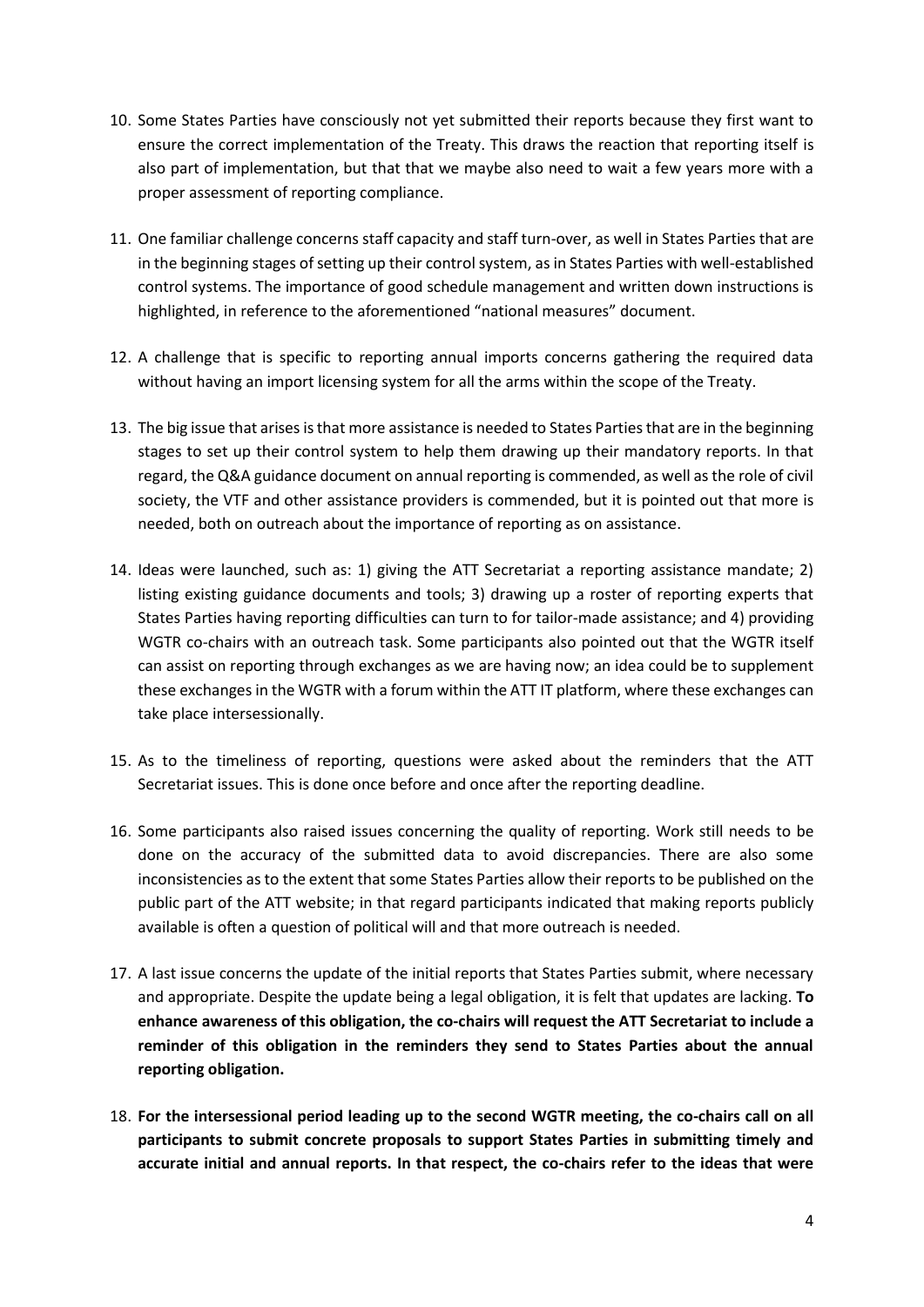10. Some States Parties have consciously not yet submitted their reports because they first want to ensure the correct implementation of the Treaty. This draws the reaction that reporting itself is also part of implementation, but that that we maybe also need to wait a few years more with a proper assessment of reporting compliance.

11. One familiar challenge concerns staff capacity and staff turn-over, as well in States Parties that are in the beginning stages of setting up their control system, as in States Parties with well-established control systems. The importance of good schedule management and written down instructions is highlighted, in reference to the aforementioned "national measures" document.

12. A challenge that is specific to reporting annual imports concerns gathering the required data without having an import licensing system for all the arms within the scope of the Treaty.

13. The big issue that arises is that more assistance is needed to States Parties that are in the beginning stages to set up their control system to help them drawing up their mandatory reports. In that regard, the Q&A guidance document on annual reporting is commended, as well as the role of civil society, the VTF and other assistance providers is commended, but it is pointed out that more is needed, both on outreach about the importance of reporting as on assistance.

14. Ideas were launched, such as: 1) giving the ATT Secretariat a reporting assistance mandate; 2) listing existing guidance documents and tools; 3) drawing up a roster of reporting experts that States Parties having reporting difficulties can turn to for tailor-made assistance; and 4) providing WGTR co-chairs with an outreach task. Some participants also pointed out that the WGTR itself can assist on reporting through exchanges as we are having now; an idea could be to supplement these exchanges in the WGTR with a forum within the ATT IT platform, where these exchanges can take place intersessionally.

15. As to the timeliness of reporting, questions were asked about the reminders that the ATT Secretariat issues. This is done once before and once after the reporting deadline.

16. Some participants also raised issues concerning the quality of reporting. Work still needs to be done on the accuracy of the submitted data to avoid discrepancies. There are also some inconsistencies as to the extent that some States Parties allow their reports to be published on the public part of the ATT website; in that regard participants indicated that making reports publicly available is often a question of political will and that more outreach is needed.

17. A last issue concerns the update of the initial reports that States Parties submit, where necessary and appropriate. Despite the update being a legal obligation, it is felt that updates are lacking. **To enhance awareness of this obligation, the co-chairs will request the ATT Secretariat to include a reminder of this obligation in the reminders they send to States Parties about the annual reporting obligation.**

18. **For the intersessional period leading up to the second WGTR meeting, the co-chairs call on all participants to submit concrete proposals to support States Parties in submitting timely and accurate initial and annual reports. In that respect, the co-chairs refer to the ideas that were**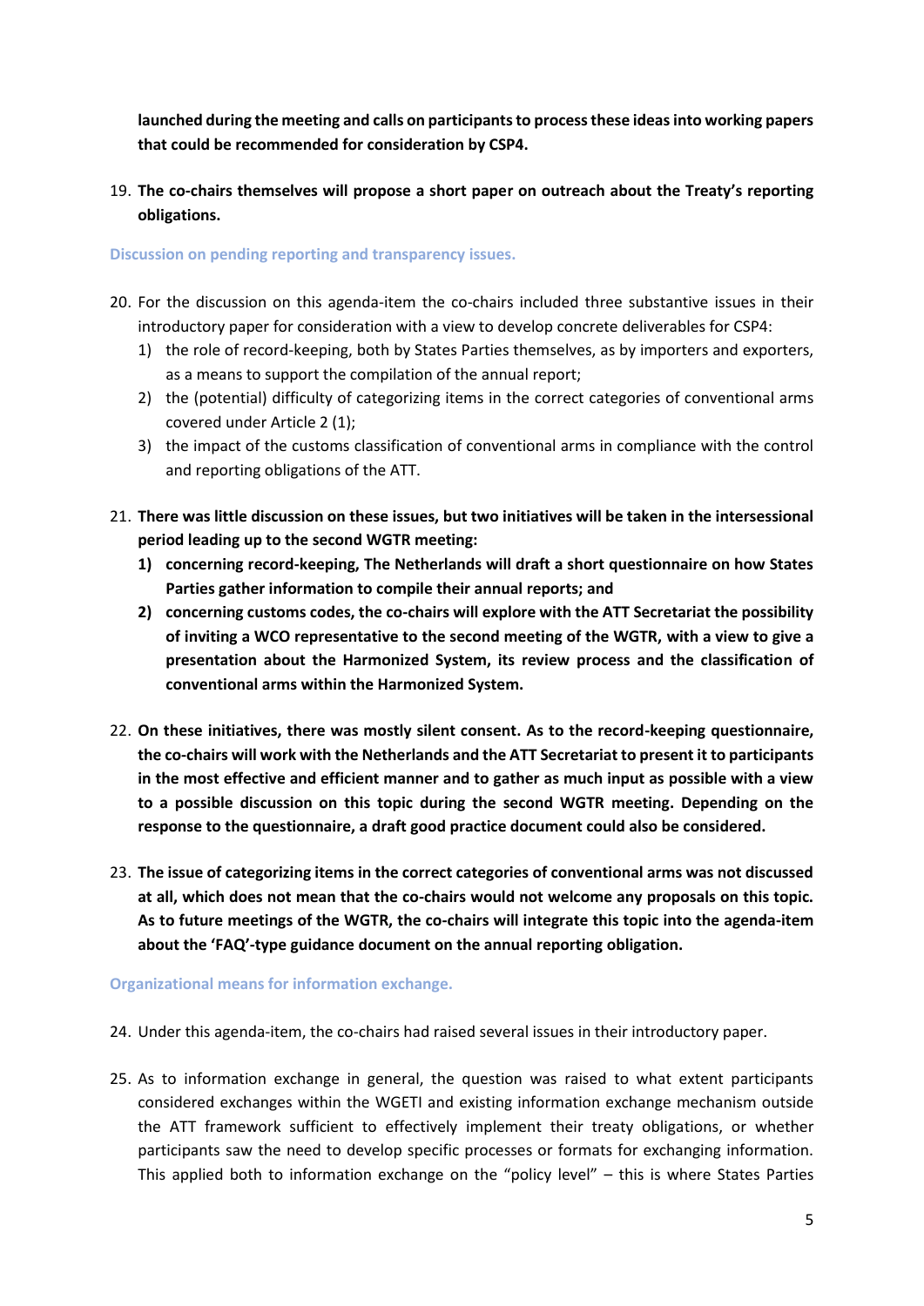**launched during the meeting and calls on participants to process these ideas into working papers that could be recommended for consideration by CSP4.**

19. **The co-chairs themselves will propose a short paper on outreach about the Treaty's reporting obligations.**

### Discussion on pending reporting and transparency issues.

20. For the discussion on this agenda-item the co-chairs included three substantive issues in their introductory paper for consideration with a view to develop concrete deliverables for CSP4:
    1) the role of record-keeping, both by States Parties themselves, as by importers and exporters, as a means to support the compilation of the annual report;
    2) the (potential) difficulty of categorizing items in the correct categories of conventional arms covered under Article 2 (1);
    3) the impact of the customs classification of conventional arms in compliance with the control and reporting obligations of the ATT.

21. **There was little discussion on these issues, but two initiatives will be taken in the intersessional period leading up to the second WGTR meeting:**
    **1) concerning record-keeping, The Netherlands will draft a short questionnaire on how States Parties gather information to compile their annual reports; and**
    **2) concerning customs codes, the co-chairs will explore with the ATT Secretariat the possibility of inviting a WCO representative to the second meeting of the WGTR, with a view to give a presentation about the Harmonized System, its review process and the classification of conventional arms within the Harmonized System.**

22. **On these initiatives, there was mostly silent consent. As to the record-keeping questionnaire, the co-chairs will work with the Netherlands and the ATT Secretariat to present it to participants in the most effective and efficient manner and to gather as much input as possible with a view to a possible discussion on this topic during the second WGTR meeting. Depending on the response to the questionnaire, a draft good practice document could also be considered.**

23. **The issue of categorizing items in the correct categories of conventional arms was not discussed at all, which does not mean that the co-chairs would not welcome any proposals on this topic. As to future meetings of the WGTR, the co-chairs will integrate this topic into the agenda-item about the 'FAQ'-type guidance document on the annual reporting obligation.**

### Organizational means for information exchange.

24. Under this agenda-item, the co-chairs had raised several issues in their introductory paper.

25. As to information exchange in general, the question was raised to what extent participants considered exchanges within the WGETI and existing information exchange mechanism outside the ATT framework sufficient to effectively implement their treaty obligations, or whether participants saw the need to develop specific processes or formats for exchanging information. This applied both to information exchange on the "policy level" – this is where States Parties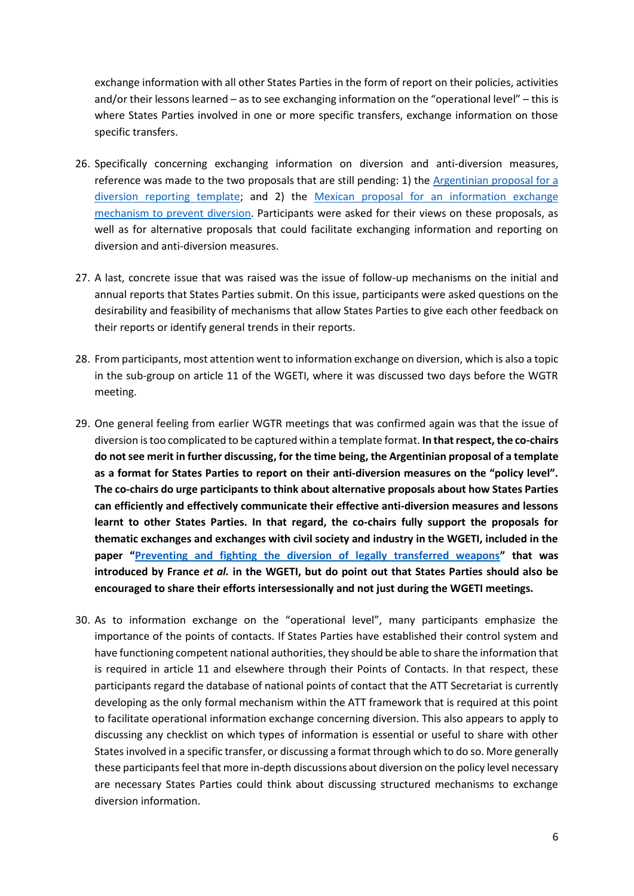exchange information with all other States Parties in the form of report on their policies, activities and/or their lessons learned – as to see exchanging information on the "operational level" – this is where States Parties involved in one or more specific transfers, exchange information on those specific transfers.

26. Specifically concerning exchanging information on diversion and anti-diversion measures, reference was made to the two proposals that are still pending: 1) the Argentinian proposal for a diversion reporting template; and 2) the Mexican proposal for an information exchange mechanism to prevent diversion. Participants were asked for their views on these proposals, as well as for alternative proposals that could facilitate exchanging information and reporting on diversion and anti-diversion measures.

27. A last, concrete issue that was raised was the issue of follow-up mechanisms on the initial and annual reports that States Parties submit. On this issue, participants were asked questions on the desirability and feasibility of mechanisms that allow States Parties to give each other feedback on their reports or identify general trends in their reports.

28. From participants, most attention went to information exchange on diversion, which is also a topic in the sub-group on article 11 of the WGETI, where it was discussed two days before the WGTR meeting.

29. One general feeling from earlier WGTR meetings that was confirmed again was that the issue of diversion is too complicated to be captured within a template format. **In that respect, the co-chairs do not see merit in further discussing, for the time being, the Argentinian proposal of a template as a format for States Parties to report on their anti-diversion measures on the "policy level". The co-chairs do urge participants to think about alternative proposals about how States Parties can efficiently and effectively communicate their effective anti-diversion measures and lessons learnt to other States Parties. In that regard, the co-chairs fully support the proposals for thematic exchanges and exchanges with civil society and industry in the WGETI, included in the paper "Preventing and fighting the diversion of legally transferred weapons" that was introduced by France *et al.* in the WGETI, but do point out that States Parties should also be encouraged to share their efforts intersessionally and not just during the WGETI meetings.**

30. As to information exchange on the "operational level", many participants emphasize the importance of the points of contacts. If States Parties have established their control system and have functioning competent national authorities, they should be able to share the information that is required in article 11 and elsewhere through their Points of Contacts. In that respect, these participants regard the database of national points of contact that the ATT Secretariat is currently developing as the only formal mechanism within the ATT framework that is required at this point to facilitate operational information exchange concerning diversion. This also appears to apply to discussing any checklist on which types of information is essential or useful to share with other States involved in a specific transfer, or discussing a format through which to do so. More generally these participants feel that more in-depth discussions about diversion on the policy level necessary are necessary States Parties could think about discussing structured mechanisms to exchange diversion information.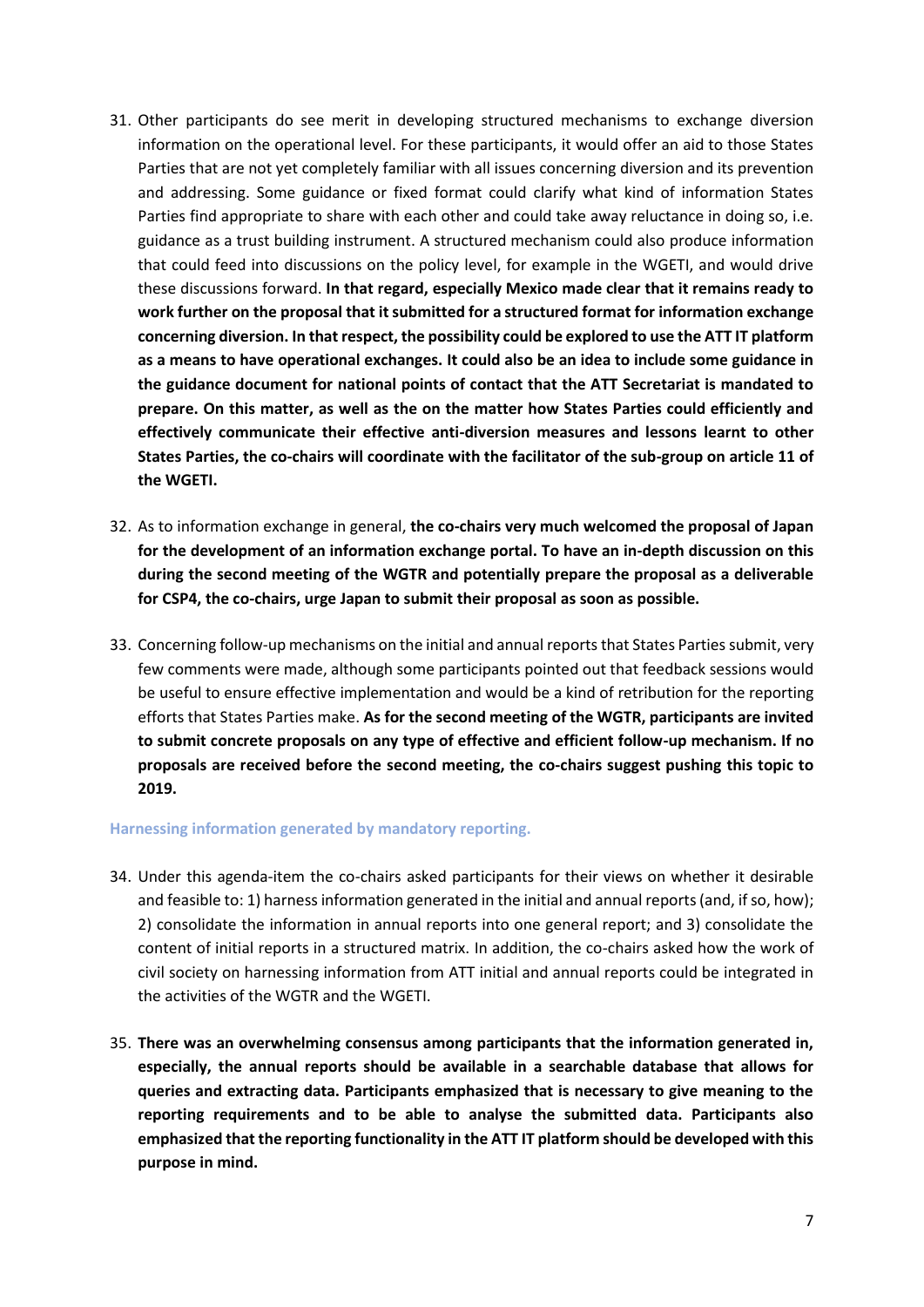31. Other participants do see merit in developing structured mechanisms to exchange diversion information on the operational level. For these participants, it would offer an aid to those States Parties that are not yet completely familiar with all issues concerning diversion and its prevention and addressing. Some guidance or fixed format could clarify what kind of information States Parties find appropriate to share with each other and could take away reluctance in doing so, i.e. guidance as a trust building instrument. A structured mechanism could also produce information that could feed into discussions on the policy level, for example in the WGETI, and would drive these discussions forward. **In that regard, especially Mexico made clear that it remains ready to work further on the proposal that it submitted for a structured format for information exchange concerning diversion. In that respect, the possibility could be explored to use the ATT IT platform as a means to have operational exchanges. It could also be an idea to include some guidance in the guidance document for national points of contact that the ATT Secretariat is mandated to prepare. On this matter, as well as the on the matter how States Parties could efficiently and effectively communicate their effective anti-diversion measures and lessons learnt to other States Parties, the co-chairs will coordinate with the facilitator of the sub-group on article 11 of the WGETI.**

32. As to information exchange in general, **the co-chairs very much welcomed the proposal of Japan for the development of an information exchange portal. To have an in-depth discussion on this during the second meeting of the WGTR and potentially prepare the proposal as a deliverable for CSP4, the co-chairs, urge Japan to submit their proposal as soon as possible.**

33. Concerning follow-up mechanisms on the initial and annual reports that States Parties submit, very few comments were made, although some participants pointed out that feedback sessions would be useful to ensure effective implementation and would be a kind of retribution for the reporting efforts that States Parties make. **As for the second meeting of the WGTR, participants are invited to submit concrete proposals on any type of effective and efficient follow-up mechanism. If no proposals are received before the second meeting, the co-chairs suggest pushing this topic to 2019.**

#### Harnessing information generated by mandatory reporting.

34. Under this agenda-item the co-chairs asked participants for their views on whether it desirable and feasible to: 1) harness information generated in the initial and annual reports (and, if so, how); 2) consolidate the information in annual reports into one general report; and 3) consolidate the content of initial reports in a structured matrix. In addition, the co-chairs asked how the work of civil society on harnessing information from ATT initial and annual reports could be integrated in the activities of the WGTR and the WGETI.

35. **There was an overwhelming consensus among participants that the information generated in, especially, the annual reports should be available in a searchable database that allows for queries and extracting data. Participants emphasized that is necessary to give meaning to the reporting requirements and to be able to analyse the submitted data. Participants also emphasized that the reporting functionality in the ATT IT platform should be developed with this purpose in mind.**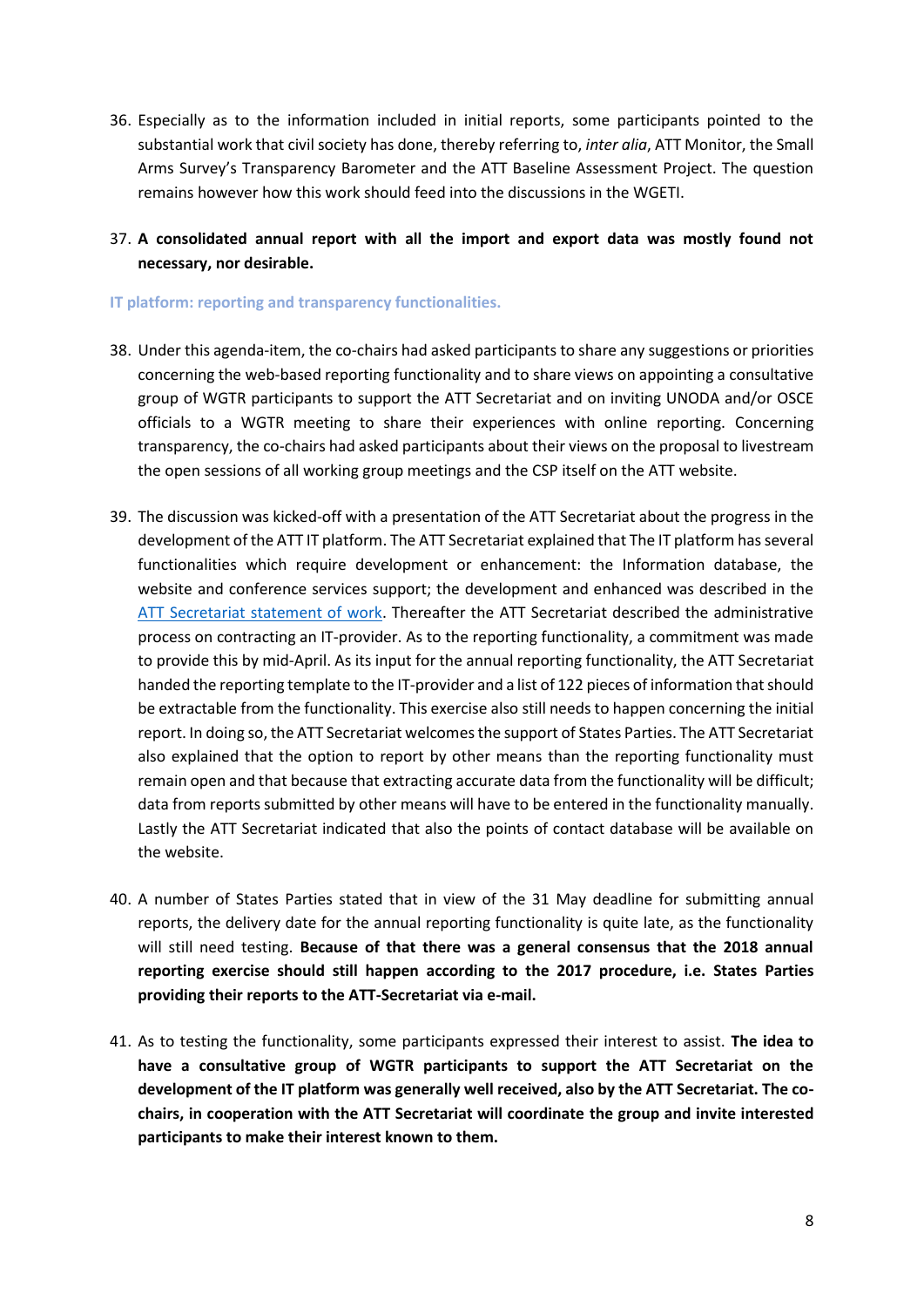36. Especially as to the information included in initial reports, some participants pointed to the substantial work that civil society has done, thereby referring to, *inter alia*, ATT Monitor, the Small Arms Survey's Transparency Barometer and the ATT Baseline Assessment Project. The question remains however how this work should feed into the discussions in the WGETI.

37. **A consolidated annual report with all the import and export data was mostly found not necessary, nor desirable.**

### IT platform: reporting and transparency functionalities.

38. Under this agenda-item, the co-chairs had asked participants to share any suggestions or priorities concerning the web-based reporting functionality and to share views on appointing a consultative group of WGTR participants to support the ATT Secretariat and on inviting UNODA and/or OSCE officials to a WGTR meeting to share their experiences with online reporting. Concerning transparency, the co-chairs had asked participants about their views on the proposal to livestream the open sessions of all working group meetings and the CSP itself on the ATT website.

39. The discussion was kicked-off with a presentation of the ATT Secretariat about the progress in the development of the ATT IT platform. The ATT Secretariat explained that The IT platform has several functionalities which require development or enhancement: the Information database, the website and conference services support; the development and enhanced was described in the ATT Secretariat statement of work. Thereafter the ATT Secretariat described the administrative process on contracting an IT-provider. As to the reporting functionality, a commitment was made to provide this by mid-April. As its input for the annual reporting functionality, the ATT Secretariat handed the reporting template to the IT-provider and a list of 122 pieces of information that should be extractable from the functionality. This exercise also still needs to happen concerning the initial report. In doing so, the ATT Secretariat welcomes the support of States Parties. The ATT Secretariat also explained that the option to report by other means than the reporting functionality must remain open and that because that extracting accurate data from the functionality will be difficult; data from reports submitted by other means will have to be entered in the functionality manually. Lastly the ATT Secretariat indicated that also the points of contact database will be available on the website.

40. A number of States Parties stated that in view of the 31 May deadline for submitting annual reports, the delivery date for the annual reporting functionality is quite late, as the functionality will still need testing. **Because of that there was a general consensus that the 2018 annual reporting exercise should still happen according to the 2017 procedure, i.e. States Parties providing their reports to the ATT-Secretariat via e-mail.**

41. As to testing the functionality, some participants expressed their interest to assist. **The idea to have a consultative group of WGTR participants to support the ATT Secretariat on the development of the IT platform was generally well received, also by the ATT Secretariat. The co-chairs, in cooperation with the ATT Secretariat will coordinate the group and invite interested participants to make their interest known to them.**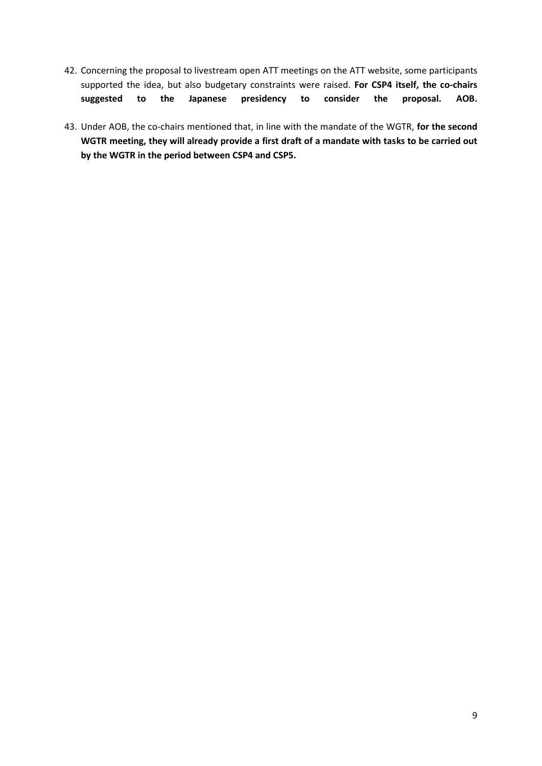42. Concerning the proposal to livestream open ATT meetings on the ATT website, some participants supported the idea, but also budgetary constraints were raised. **For CSP4 itself, the co-chairs suggested to the Japanese presidency to consider the proposal. AOB.**

43. Under AOB, the co-chairs mentioned that, in line with the mandate of the WGTR, **for the second WGTR meeting, they will already provide a first draft of a mandate with tasks to be carried out by the WGTR in the period between CSP4 and CSP5.**